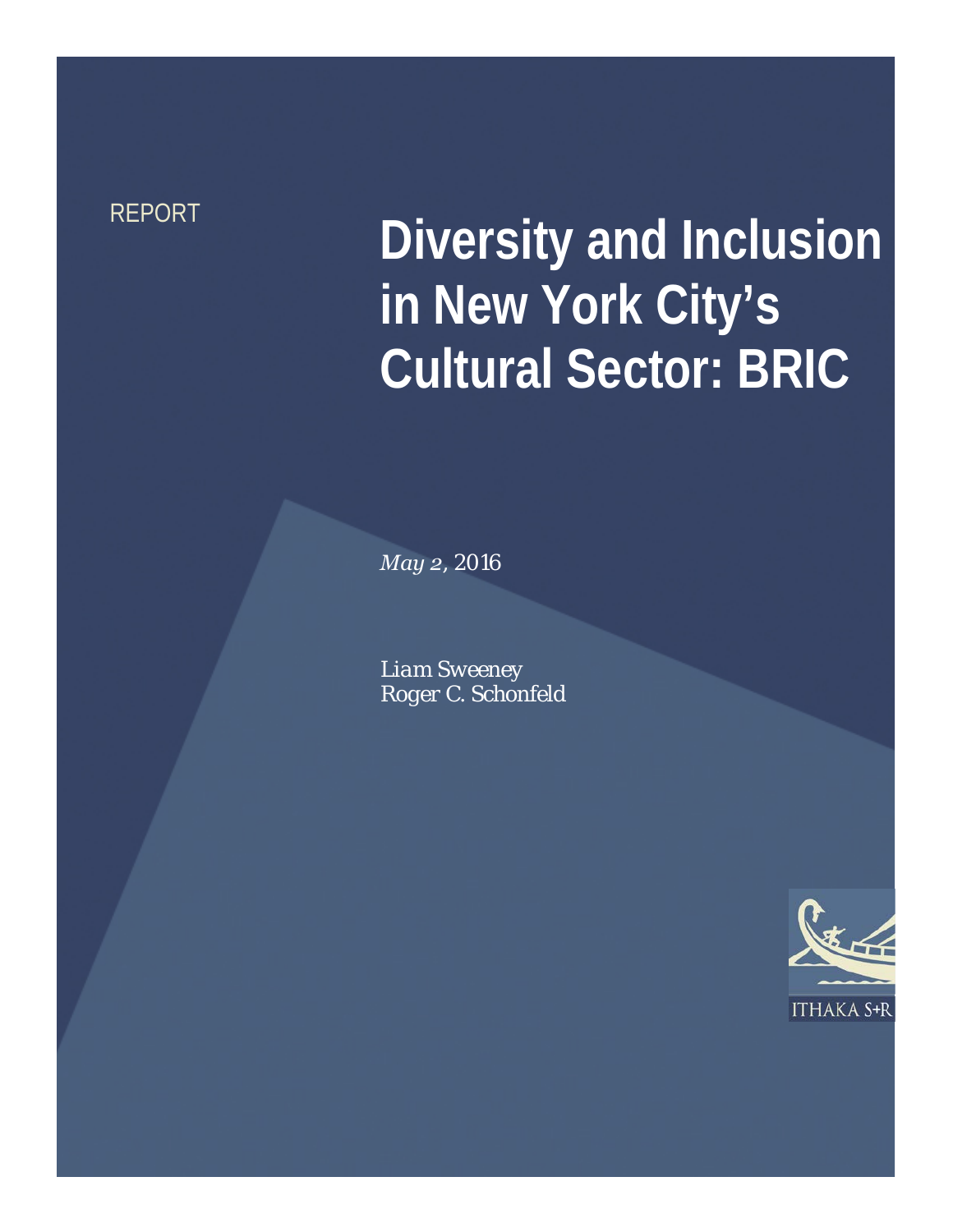REPORT

# Diversity and Inclusion in New York City's Cultural Sector: BRIC

*May 2, 2016*

*Liam Sweeney*
*Roger C. Schonfeld*

ITHAKA S+R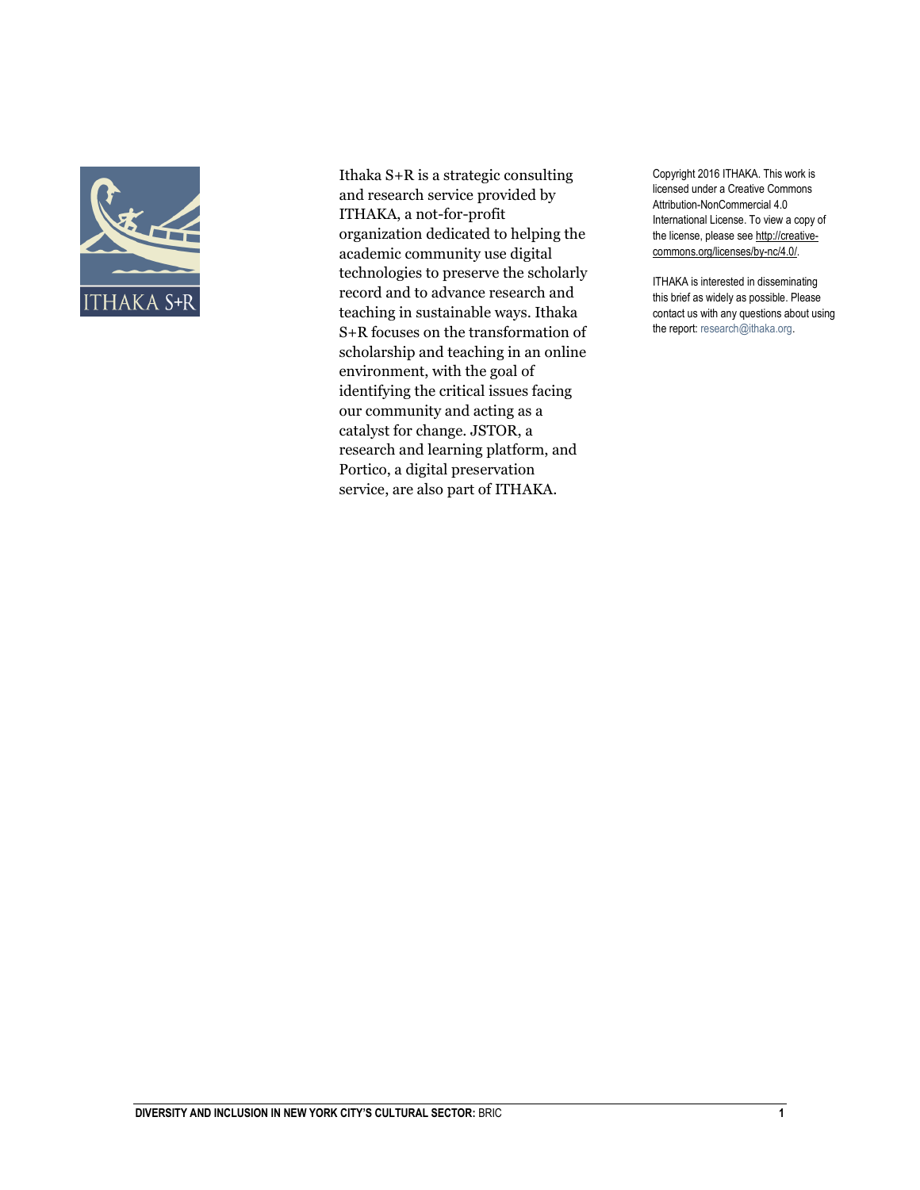Ithaka S+R is a strategic consulting and research service provided by ITHAKA, a not-for-profit organization dedicated to helping the academic community use digital technologies to preserve the scholarly record and to advance research and teaching in sustainable ways. Ithaka S+R focuses on the transformation of scholarship and teaching in an online environment, with the goal of identifying the critical issues facing our community and acting as a catalyst for change. JSTOR, a research and learning platform, and Portico, a digital preservation service, are also part of ITHAKA.

Copyright 2016 ITHAKA. This work is licensed under a Creative Commons Attribution-NonCommercial 4.0 International License. To view a copy of the license, please see http://creative-commons.org/licenses/by-nc/4.0/.

ITHAKA is interested in disseminating this brief as widely as possible. Please contact us with any questions about using the report: research@ithaka.org.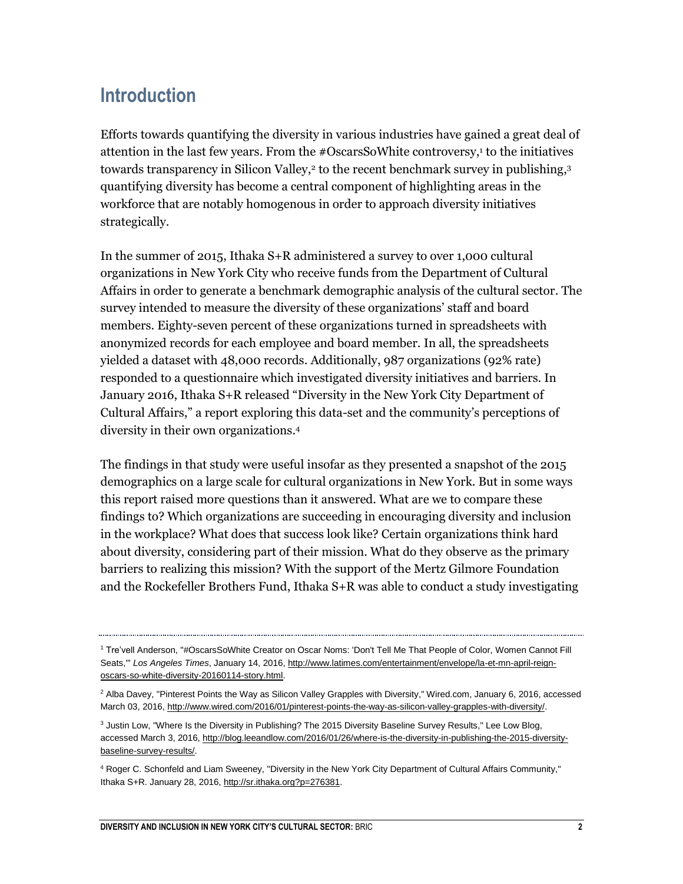## Introduction

Efforts towards quantifying the diversity in various industries have gained a great deal of attention in the last few years. From the #OscarsSoWhite controversy,[1] to the initiatives towards transparency in Silicon Valley,[2] to the recent benchmark survey in publishing,[3] quantifying diversity has become a central component of highlighting areas in the workforce that are notably homogenous in order to approach diversity initiatives strategically.

In the summer of 2015, Ithaka S+R administered a survey to over 1,000 cultural organizations in New York City who receive funds from the Department of Cultural Affairs in order to generate a benchmark demographic analysis of the cultural sector. The survey intended to measure the diversity of these organizations' staff and board members. Eighty-seven percent of these organizations turned in spreadsheets with anonymized records for each employee and board member. In all, the spreadsheets yielded a dataset with 48,000 records. Additionally, 987 organizations (92% rate) responded to a questionnaire which investigated diversity initiatives and barriers. In January 2016, Ithaka S+R released "Diversity in the New York City Department of Cultural Affairs," a report exploring this data-set and the community's perceptions of diversity in their own organizations.[4]

The findings in that study were useful insofar as they presented a snapshot of the 2015 demographics on a large scale for cultural organizations in New York. But in some ways this report raised more questions than it answered. What are we to compare these findings to? Which organizations are succeeding in encouraging diversity and inclusion in the workplace? What does that success look like? Certain organizations think hard about diversity, considering part of their mission. What do they observe as the primary barriers to realizing this mission? With the support of the Mertz Gilmore Foundation and the Rockefeller Brothers Fund, Ithaka S+R was able to conduct a study investigating

---

[1] Tre'vell Anderson, "#OscarsSoWhite Creator on Oscar Noms: 'Don't Tell Me That People of Color, Women Cannot Fill Seats,'" *Los Angeles Times*, January 14, 2016, http://www.latimes.com/entertainment/envelope/la-et-mn-april-reign-oscars-so-white-diversity-20160114-story.html.

[2] Alba Davey, "Pinterest Points the Way as Silicon Valley Grapples with Diversity," Wired.com, January 6, 2016, accessed March 03, 2016, http://www.wired.com/2016/01/pinterest-points-the-way-as-silicon-valley-grapples-with-diversity/.

[3] Justin Low, "Where Is the Diversity in Publishing? The 2015 Diversity Baseline Survey Results," Lee Low Blog, accessed March 3, 2016, http://blog.leeandlow.com/2016/01/26/where-is-the-diversity-in-publishing-the-2015-diversity-baseline-survey-results/.

[4] Roger C. Schonfeld and Liam Sweeney, "Diversity in the New York City Department of Cultural Affairs Community," Ithaka S+R. January 28, 2016, http://sr.ithaka.org?p=276381.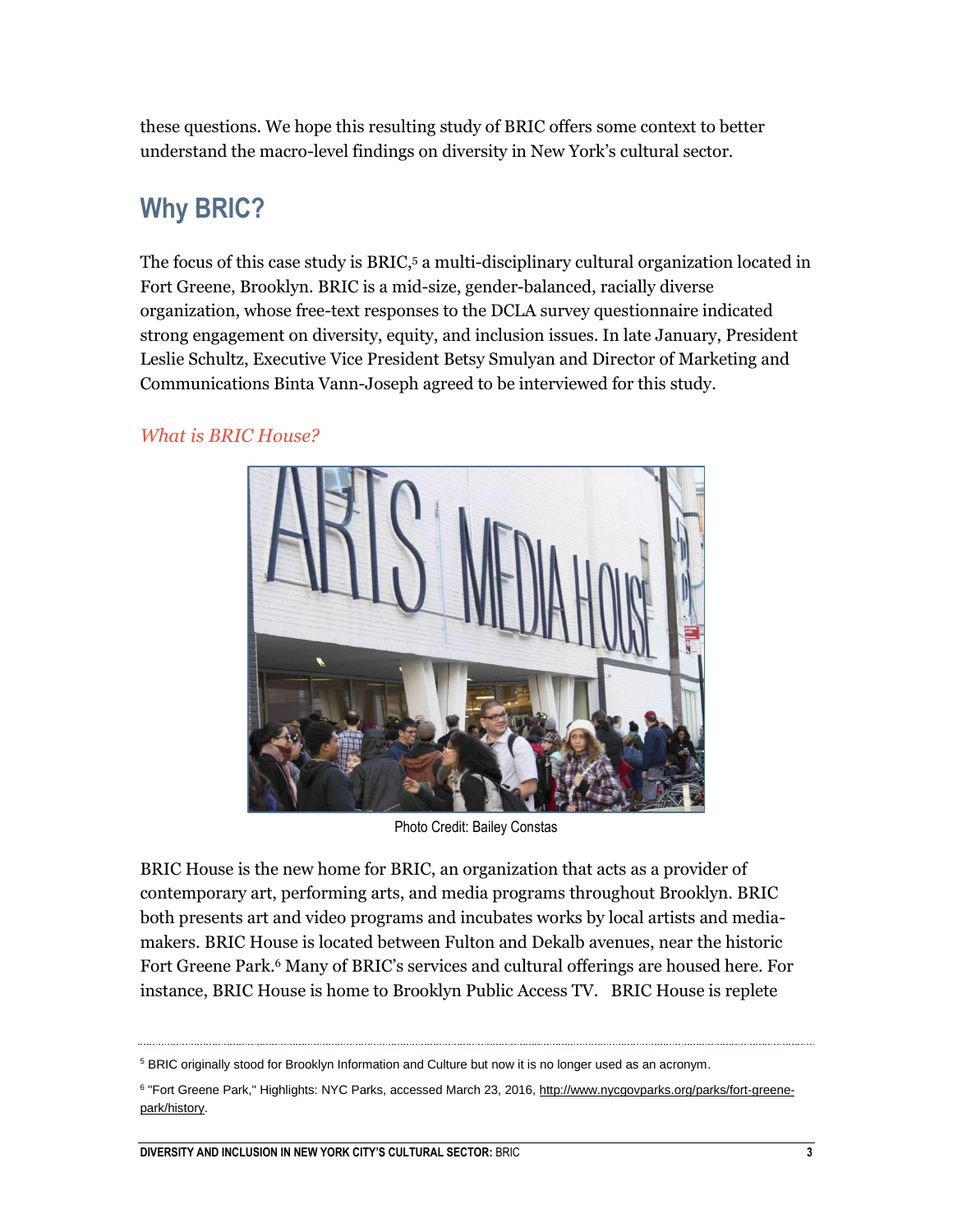these questions. We hope this resulting study of BRIC offers some context to better understand the macro-level findings on diversity in New York's cultural sector.

## Why BRIC?

The focus of this case study is BRIC,[5] a multi-disciplinary cultural organization located in Fort Greene, Brooklyn. BRIC is a mid-size, gender-balanced, racially diverse organization, whose free-text responses to the DCLA survey questionnaire indicated strong engagement on diversity, equity, and inclusion issues. In late January, President Leslie Schultz, Executive Vice President Betsy Smulyan and Director of Marketing and Communications Binta Vann-Joseph agreed to be interviewed for this study.

### *What is BRIC House?*

Photo Credit: Bailey Constas

BRIC House is the new home for BRIC, an organization that acts as a provider of contemporary art, performing arts, and media programs throughout Brooklyn. BRIC both presents art and video programs and incubates works by local artists and media-makers. BRIC House is located between Fulton and Dekalb avenues, near the historic Fort Greene Park.[6] Many of BRIC's services and cultural offerings are housed here. For instance, BRIC House is home to Brooklyn Public Access TV. BRIC House is replete

---

[5] BRIC originally stood for Brooklyn Information and Culture but now it is no longer used as an acronym.

[6] "Fort Greene Park," Highlights: NYC Parks, accessed March 23, 2016, http://www.nycgovparks.org/parks/fort-greene-park/history.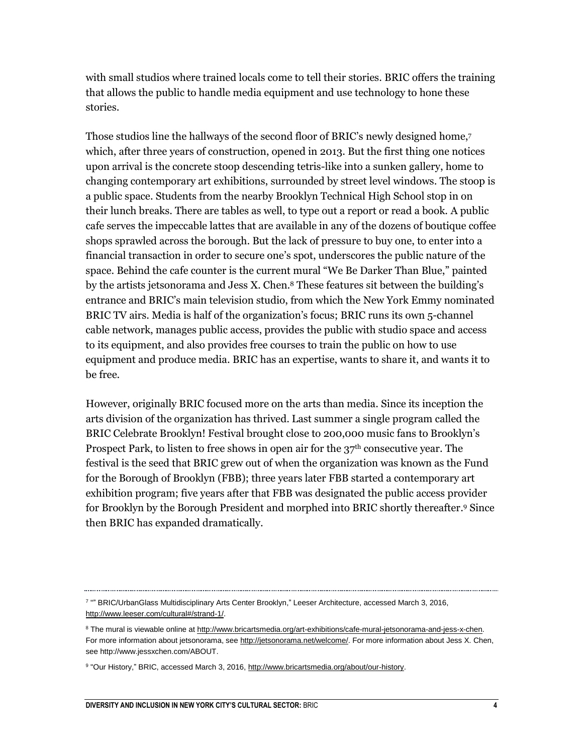with small studios where trained locals come to tell their stories. BRIC offers the training that allows the public to handle media equipment and use technology to hone these stories.

Those studios line the hallways of the second floor of BRIC's newly designed home,[7] which, after three years of construction, opened in 2013. But the first thing one notices upon arrival is the concrete stoop descending tetris-like into a sunken gallery, home to changing contemporary art exhibitions, surrounded by street level windows. The stoop is a public space. Students from the nearby Brooklyn Technical High School stop in on their lunch breaks. There are tables as well, to type out a report or read a book. A public cafe serves the impeccable lattes that are available in any of the dozens of boutique coffee shops sprawled across the borough. But the lack of pressure to buy one, to enter into a financial transaction in order to secure one's spot, underscores the public nature of the space. Behind the cafe counter is the current mural "We Be Darker Than Blue," painted by the artists jetsonorama and Jess X. Chen.[8] These features sit between the building's entrance and BRIC's main television studio, from which the New York Emmy nominated BRIC TV airs. Media is half of the organization's focus; BRIC runs its own 5-channel cable network, manages public access, provides the public with studio space and access to its equipment, and also provides free courses to train the public on how to use equipment and produce media. BRIC has an expertise, wants to share it, and wants it to be free.

However, originally BRIC focused more on the arts than media. Since its inception the arts division of the organization has thrived. Last summer a single program called the BRIC Celebrate Brooklyn! Festival brought close to 200,000 music fans to Brooklyn's Prospect Park, to listen to free shows in open air for the 37th consecutive year. The festival is the seed that BRIC grew out of when the organization was known as the Fund for the Borough of Brooklyn (FBB); three years later FBB started a contemporary art exhibition program; five years after that FBB was designated the public access provider for Brooklyn by the Borough President and morphed into BRIC shortly thereafter.[9] Since then BRIC has expanded dramatically.

---

[7] "" BRIC/UrbanGlass Multidisciplinary Arts Center Brooklyn," Leeser Architecture, accessed March 3, 2016, http://www.leeser.com/cultural#/strand-1/.

[8] The mural is viewable online at http://www.bricartsmedia.org/art-exhibitions/cafe-mural-jetsonorama-and-jess-x-chen. For more information about jetsonorama, see http://jetsonorama.net/welcome/. For more information about Jess X. Chen, see http://www.jessxchen.com/ABOUT.

[9] "Our History," BRIC, accessed March 3, 2016, http://www.bricartsmedia.org/about/our-history.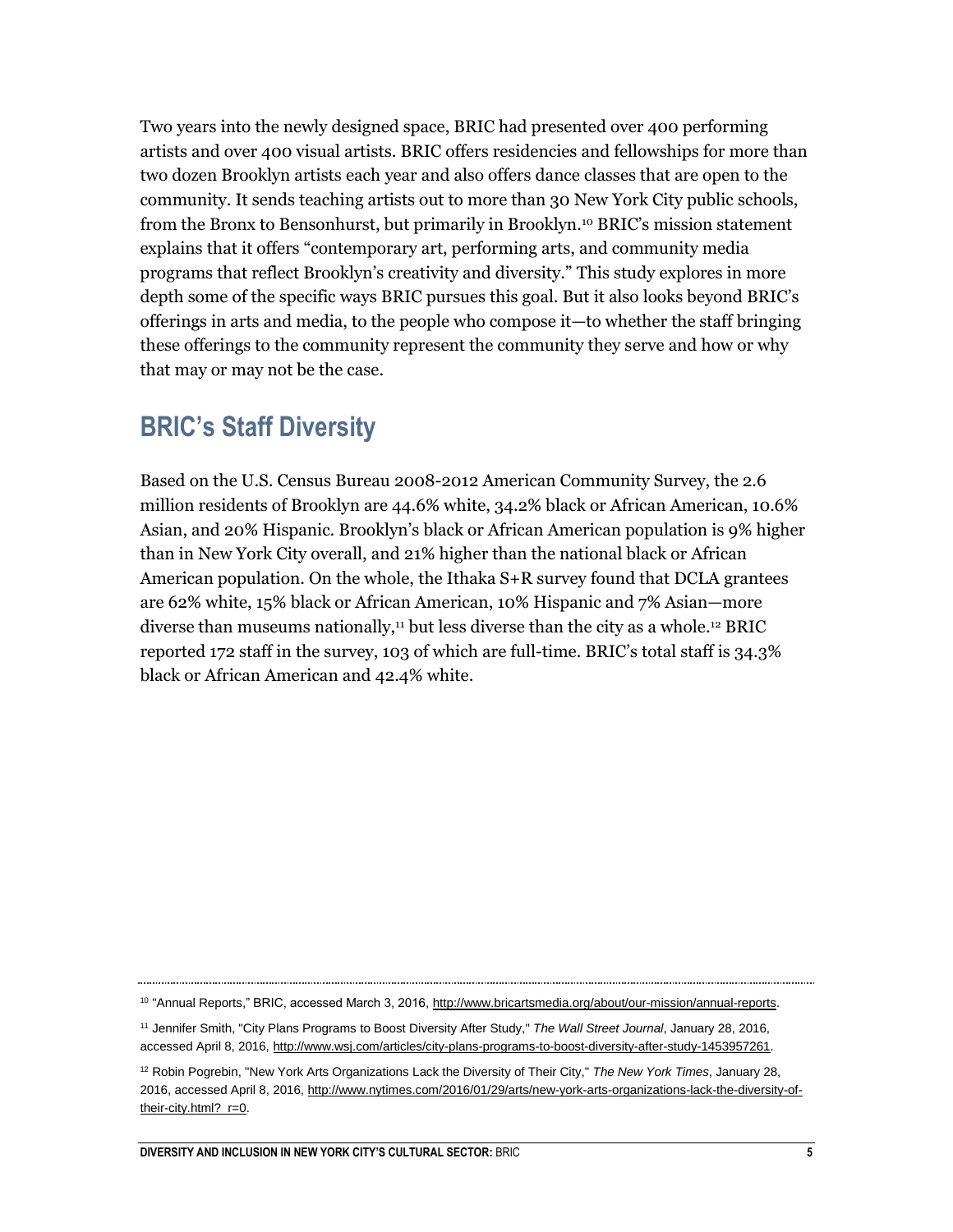Two years into the newly designed space, BRIC had presented over 400 performing artists and over 400 visual artists. BRIC offers residencies and fellowships for more than two dozen Brooklyn artists each year and also offers dance classes that are open to the community. It sends teaching artists out to more than 30 New York City public schools, from the Bronx to Bensonhurst, but primarily in Brooklyn.[10] BRIC's mission statement explains that it offers "contemporary art, performing arts, and community media programs that reflect Brooklyn's creativity and diversity." This study explores in more depth some of the specific ways BRIC pursues this goal. But it also looks beyond BRIC's offerings in arts and media, to the people who compose it—to whether the staff bringing these offerings to the community represent the community they serve and how or why that may or may not be the case.

## BRIC's Staff Diversity

Based on the U.S. Census Bureau 2008-2012 American Community Survey, the 2.6 million residents of Brooklyn are 44.6% white, 34.2% black or African American, 10.6% Asian, and 20% Hispanic. Brooklyn's black or African American population is 9% higher than in New York City overall, and 21% higher than the national black or African American population. On the whole, the Ithaka S+R survey found that DCLA grantees are 62% white, 15% black or African American, 10% Hispanic and 7% Asian—more diverse than museums nationally,[11] but less diverse than the city as a whole.[12] BRIC reported 172 staff in the survey, 103 of which are full-time. BRIC's total staff is 34.3% black or African American and 42.4% white.

---

[10] "Annual Reports," BRIC, accessed March 3, 2016, http://www.bricartsmedia.org/about/our-mission/annual-reports.

[11] Jennifer Smith, "City Plans Programs to Boost Diversity After Study," *The Wall Street Journal*, January 28, 2016, accessed April 8, 2016, http://www.wsj.com/articles/city-plans-programs-to-boost-diversity-after-study-1453957261.

[12] Robin Pogrebin, "New York Arts Organizations Lack the Diversity of Their City," *The New York Times*, January 28, 2016, accessed April 8, 2016, http://www.nytimes.com/2016/01/29/arts/new-york-arts-organizations-lack-the-diversity-of-their-city.html?_r=0.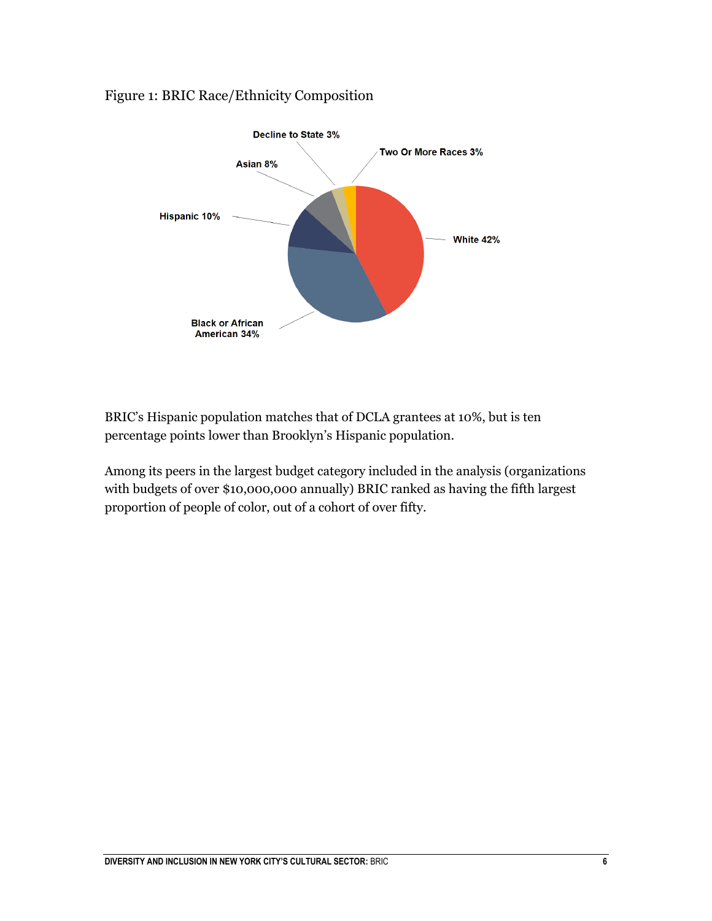Figure 1: BRIC Race/Ethnicity Composition

Decline to State 3%

Two Or More Races 3%

Asian 8%

Hispanic 10%

White 42%

Black or African American 34%

BRIC's Hispanic population matches that of DCLA grantees at 10%, but is ten percentage points lower than Brooklyn's Hispanic population.

Among its peers in the largest budget category included in the analysis (organizations with budgets of over $10,000,000 annually) BRIC ranked as having the fifth largest proportion of people of color, out of a cohort of over fifty.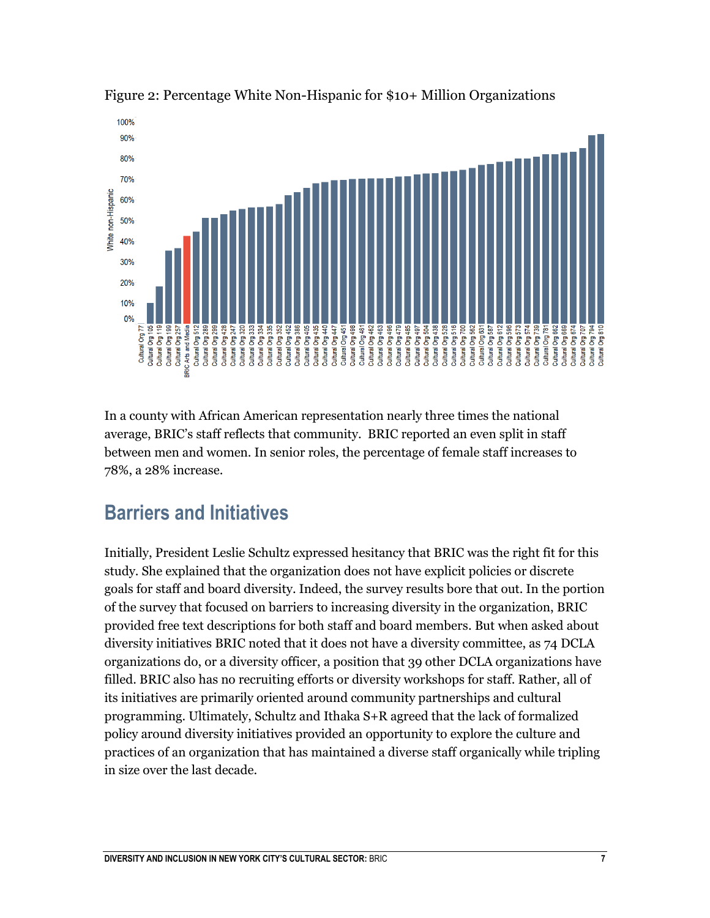Figure 2: Percentage White Non-Hispanic for $10+ Million Organizations

In a county with African American representation nearly three times the national average, BRIC's staff reflects that community. BRIC reported an even split in staff between men and women. In senior roles, the percentage of female staff increases to 78%, a 28% increase.

## Barriers and Initiatives

Initially, President Leslie Schultz expressed hesitancy that BRIC was the right fit for this study. She explained that the organization does not have explicit policies or discrete goals for staff and board diversity. Indeed, the survey results bore that out. In the portion of the survey that focused on barriers to increasing diversity in the organization, BRIC provided free text descriptions for both staff and board members. But when asked about diversity initiatives BRIC noted that it does not have a diversity committee, as 74 DCLA organizations do, or a diversity officer, a position that 39 other DCLA organizations have filled. BRIC also has no recruiting efforts or diversity workshops for staff. Rather, all of its initiatives are primarily oriented around community partnerships and cultural programming. Ultimately, Schultz and Ithaka S+R agreed that the lack of formalized policy around diversity initiatives provided an opportunity to explore the culture and practices of an organization that has maintained a diverse staff organically while tripling in size over the last decade.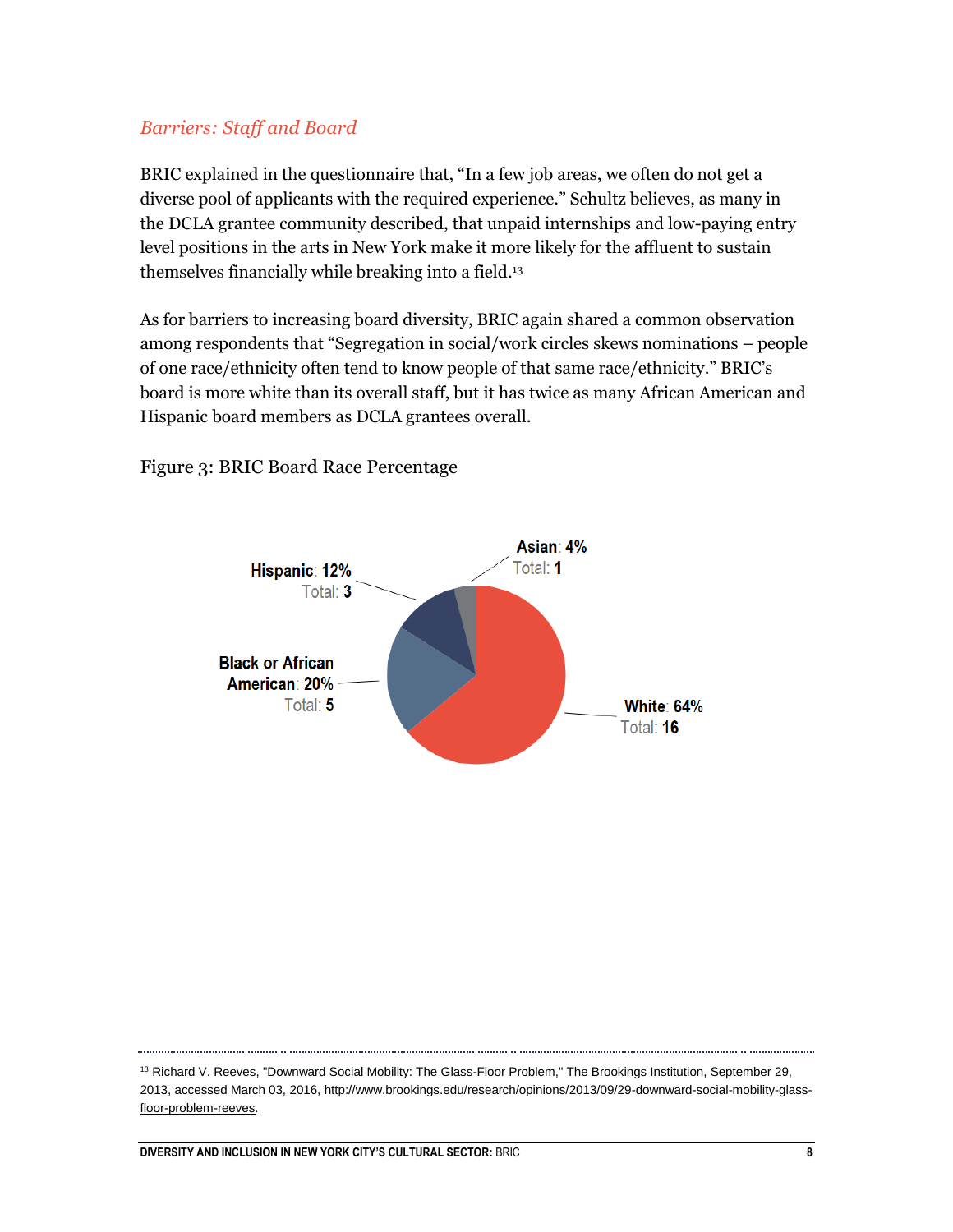*Barriers: Staff and Board*

BRIC explained in the questionnaire that, "In a few job areas, we often do not get a diverse pool of applicants with the required experience." Schultz believes, as many in the DCLA grantee community described, that unpaid internships and low-paying entry level positions in the arts in New York make it more likely for the affluent to sustain themselves financially while breaking into a field.[13]

As for barriers to increasing board diversity, BRIC again shared a common observation among respondents that "Segregation in social/work circles skews nominations – people of one race/ethnicity often tend to know people of that same race/ethnicity." BRIC's board is more white than its overall staff, but it has twice as many African American and Hispanic board members as DCLA grantees overall.

Figure 3: BRIC Board Race Percentage

| Race | Percentage | Total |
|---|---|---|
| White | 64% | 16 |
| Black or African American | 20% | 5 |
| Hispanic | 12% | 3 |
| Asian | 4% | 1 |

[13] Richard V. Reeves, "Downward Social Mobility: The Glass-Floor Problem," The Brookings Institution, September 29, 2013, accessed March 03, 2016, http://www.brookings.edu/research/opinions/2013/09/29-downward-social-mobility-glass-floor-problem-reeves.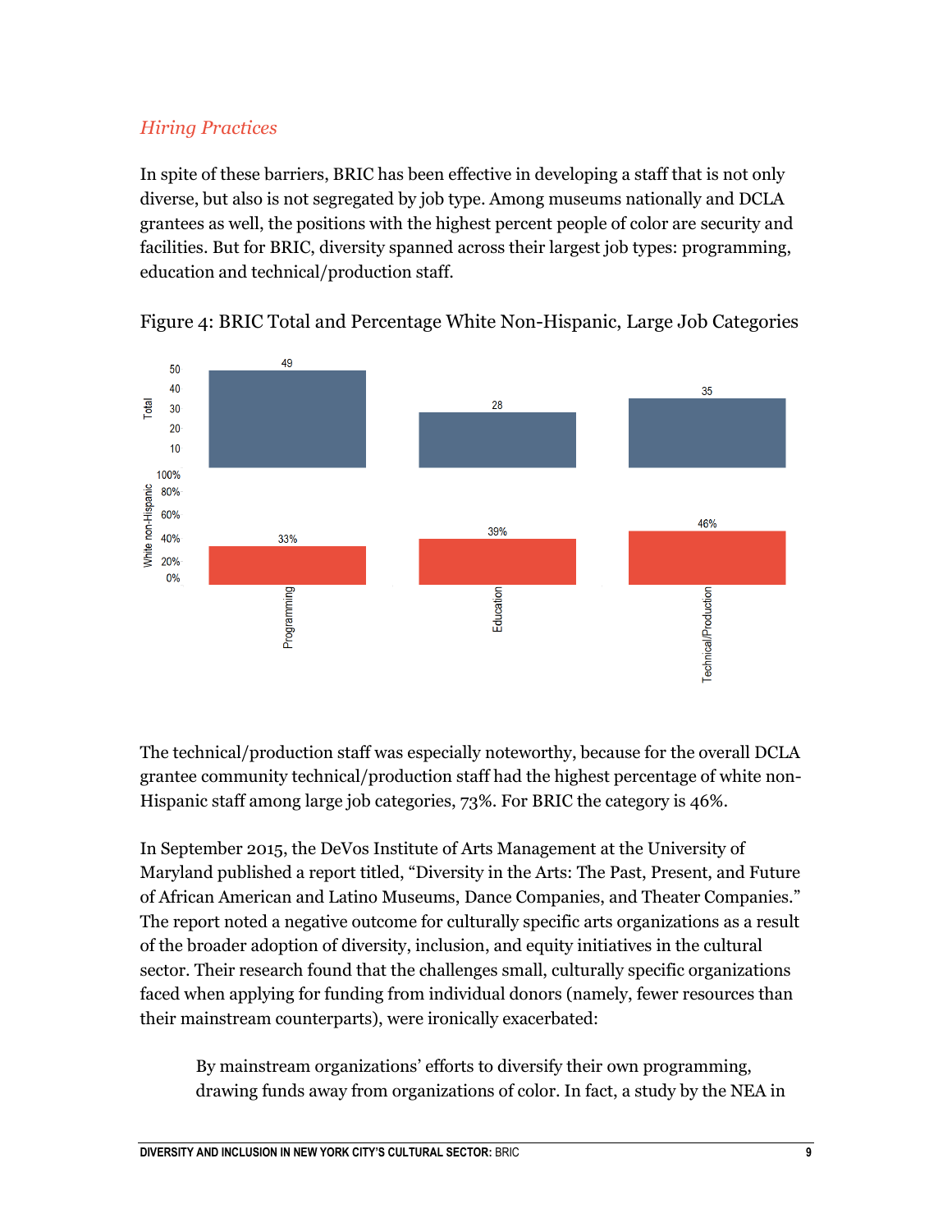*Hiring Practices*

In spite of these barriers, BRIC has been effective in developing a staff that is not only diverse, but also is not segregated by job type. Among museums nationally and DCLA grantees as well, the positions with the highest percent people of color are security and facilities. But for BRIC, diversity spanned across their largest job types: programming, education and technical/production staff.

Figure 4: BRIC Total and Percentage White Non-Hispanic, Large Job Categories

| | Programming | Education | Technical/Production |
|---|---|---|---|
| Total | 49 | 28 | 35 |
| White non-Hispanic | 33% | 39% | 46% |

The technical/production staff was especially noteworthy, because for the overall DCLA grantee community technical/production staff had the highest percentage of white non-Hispanic staff among large job categories, 73%. For BRIC the category is 46%.

In September 2015, the DeVos Institute of Arts Management at the University of Maryland published a report titled, "Diversity in the Arts: The Past, Present, and Future of African American and Latino Museums, Dance Companies, and Theater Companies." The report noted a negative outcome for culturally specific arts organizations as a result of the broader adoption of diversity, inclusion, and equity initiatives in the cultural sector. Their research found that the challenges small, culturally specific organizations faced when applying for funding from individual donors (namely, fewer resources than their mainstream counterparts), were ironically exacerbated:

> By mainstream organizations' efforts to diversify their own programming, drawing funds away from organizations of color. In fact, a study by the NEA in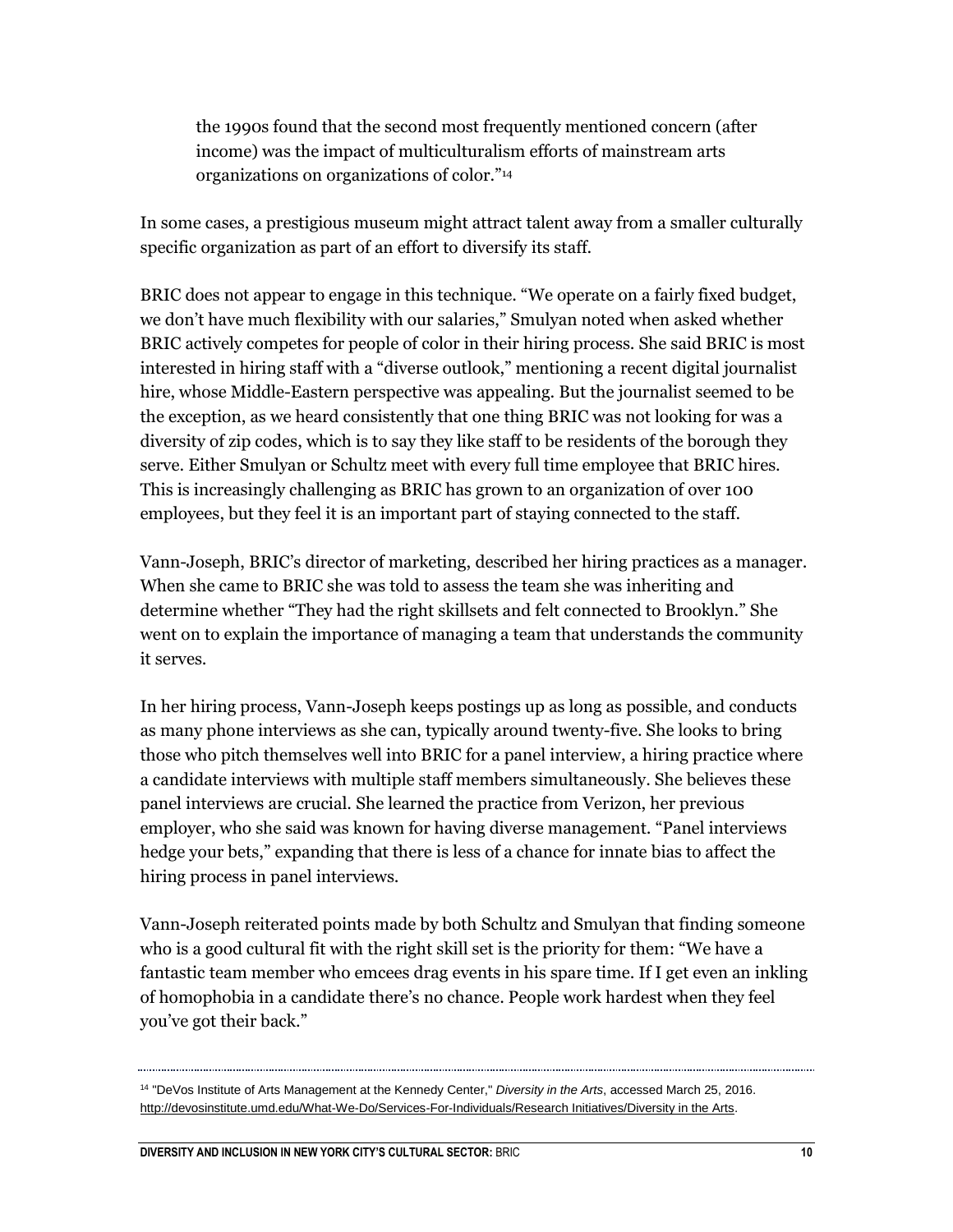> the 1990s found that the second most frequently mentioned concern (after income) was the impact of multiculturalism efforts of mainstream arts organizations on organizations of color."[14]

In some cases, a prestigious museum might attract talent away from a smaller culturally specific organization as part of an effort to diversify its staff.

BRIC does not appear to engage in this technique. "We operate on a fairly fixed budget, we don't have much flexibility with our salaries," Smulyan noted when asked whether BRIC actively competes for people of color in their hiring process. She said BRIC is most interested in hiring staff with a "diverse outlook," mentioning a recent digital journalist hire, whose Middle-Eastern perspective was appealing. But the journalist seemed to be the exception, as we heard consistently that one thing BRIC was not looking for was a diversity of zip codes, which is to say they like staff to be residents of the borough they serve. Either Smulyan or Schultz meet with every full time employee that BRIC hires. This is increasingly challenging as BRIC has grown to an organization of over 100 employees, but they feel it is an important part of staying connected to the staff.

Vann-Joseph, BRIC's director of marketing, described her hiring practices as a manager. When she came to BRIC she was told to assess the team she was inheriting and determine whether "They had the right skillsets and felt connected to Brooklyn." She went on to explain the importance of managing a team that understands the community it serves.

In her hiring process, Vann-Joseph keeps postings up as long as possible, and conducts as many phone interviews as she can, typically around twenty-five. She looks to bring those who pitch themselves well into BRIC for a panel interview, a hiring practice where a candidate interviews with multiple staff members simultaneously. She believes these panel interviews are crucial. She learned the practice from Verizon, her previous employer, who she said was known for having diverse management. "Panel interviews hedge your bets," expanding that there is less of a chance for innate bias to affect the hiring process in panel interviews.

Vann-Joseph reiterated points made by both Schultz and Smulyan that finding someone who is a good cultural fit with the right skill set is the priority for them: "We have a fantastic team member who emcees drag events in his spare time. If I get even an inkling of homophobia in a candidate there's no chance. People work hardest when they feel you've got their back."

---

[14] "DeVos Institute of Arts Management at the Kennedy Center," *Diversity in the Arts*, accessed March 25, 2016. http://devosinstitute.umd.edu/What-We-Do/Services-For-Individuals/Research Initiatives/Diversity in the Arts.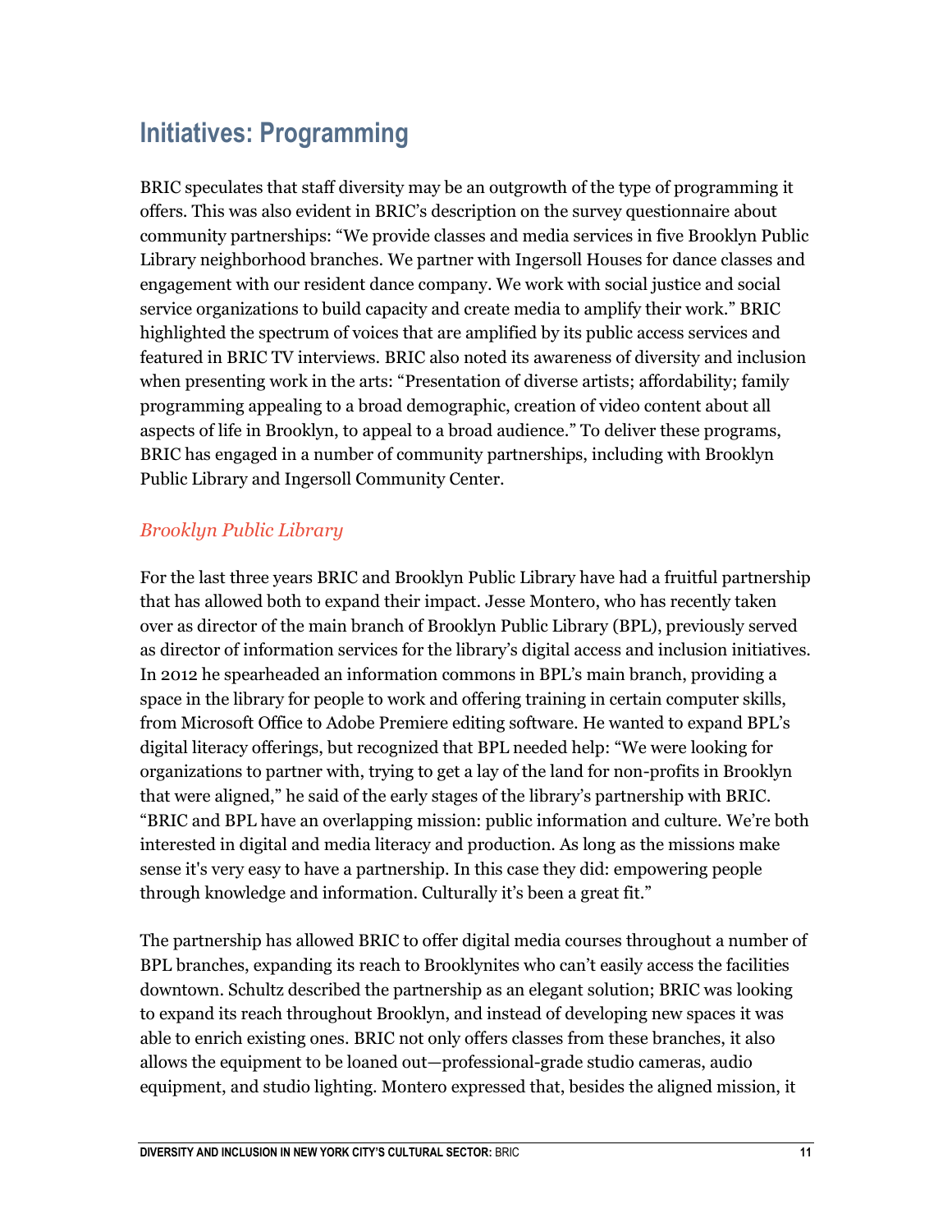## Initiatives: Programming

BRIC speculates that staff diversity may be an outgrowth of the type of programming it offers. This was also evident in BRIC's description on the survey questionnaire about community partnerships: "We provide classes and media services in five Brooklyn Public Library neighborhood branches. We partner with Ingersoll Houses for dance classes and engagement with our resident dance company. We work with social justice and social service organizations to build capacity and create media to amplify their work." BRIC highlighted the spectrum of voices that are amplified by its public access services and featured in BRIC TV interviews. BRIC also noted its awareness of diversity and inclusion when presenting work in the arts: "Presentation of diverse artists; affordability; family programming appealing to a broad demographic, creation of video content about all aspects of life in Brooklyn, to appeal to a broad audience." To deliver these programs, BRIC has engaged in a number of community partnerships, including with Brooklyn Public Library and Ingersoll Community Center.

### *Brooklyn Public Library*

For the last three years BRIC and Brooklyn Public Library have had a fruitful partnership that has allowed both to expand their impact. Jesse Montero, who has recently taken over as director of the main branch of Brooklyn Public Library (BPL), previously served as director of information services for the library's digital access and inclusion initiatives. In 2012 he spearheaded an information commons in BPL's main branch, providing a space in the library for people to work and offering training in certain computer skills, from Microsoft Office to Adobe Premiere editing software. He wanted to expand BPL's digital literacy offerings, but recognized that BPL needed help: "We were looking for organizations to partner with, trying to get a lay of the land for non-profits in Brooklyn that were aligned," he said of the early stages of the library's partnership with BRIC. "BRIC and BPL have an overlapping mission: public information and culture. We're both interested in digital and media literacy and production. As long as the missions make sense it's very easy to have a partnership. In this case they did: empowering people through knowledge and information. Culturally it's been a great fit."

The partnership has allowed BRIC to offer digital media courses throughout a number of BPL branches, expanding its reach to Brooklynites who can't easily access the facilities downtown. Schultz described the partnership as an elegant solution; BRIC was looking to expand its reach throughout Brooklyn, and instead of developing new spaces it was able to enrich existing ones. BRIC not only offers classes from these branches, it also allows the equipment to be loaned out—professional-grade studio cameras, audio equipment, and studio lighting. Montero expressed that, besides the aligned mission, it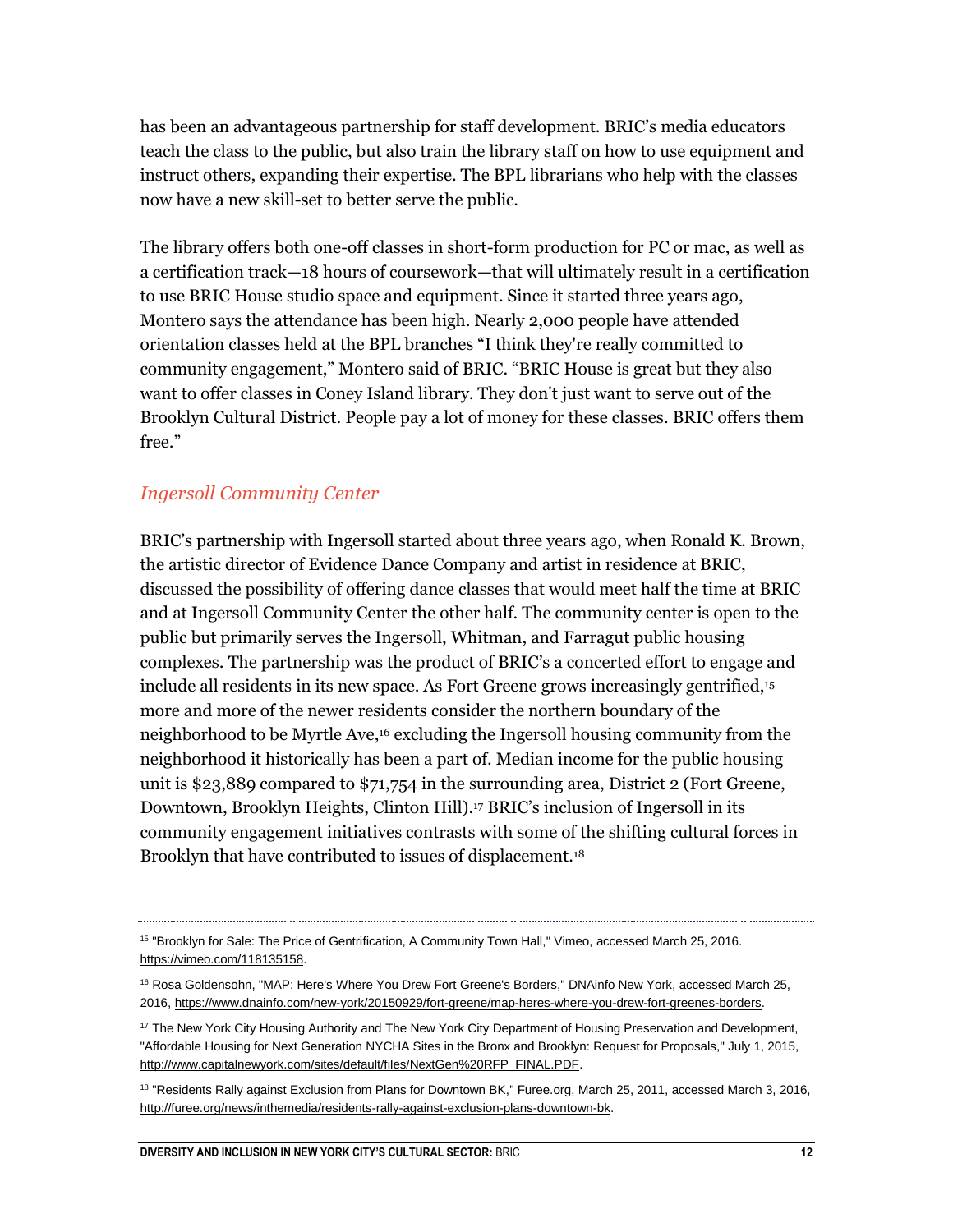has been an advantageous partnership for staff development. BRIC's media educators teach the class to the public, but also train the library staff on how to use equipment and instruct others, expanding their expertise. The BPL librarians who help with the classes now have a new skill-set to better serve the public.

The library offers both one-off classes in short-form production for PC or mac, as well as a certification track—18 hours of coursework—that will ultimately result in a certification to use BRIC House studio space and equipment. Since it started three years ago, Montero says the attendance has been high. Nearly 2,000 people have attended orientation classes held at the BPL branches "I think they're really committed to community engagement," Montero said of BRIC. "BRIC House is great but they also want to offer classes in Coney Island library. They don't just want to serve out of the Brooklyn Cultural District. People pay a lot of money for these classes. BRIC offers them free."

### *Ingersoll Community Center*

BRIC's partnership with Ingersoll started about three years ago, when Ronald K. Brown, the artistic director of Evidence Dance Company and artist in residence at BRIC, discussed the possibility of offering dance classes that would meet half the time at BRIC and at Ingersoll Community Center the other half. The community center is open to the public but primarily serves the Ingersoll, Whitman, and Farragut public housing complexes. The partnership was the product of BRIC's a concerted effort to engage and include all residents in its new space. As Fort Greene grows increasingly gentrified,[15] more and more of the newer residents consider the northern boundary of the neighborhood to be Myrtle Ave,[16] excluding the Ingersoll housing community from the neighborhood it historically has been a part of. Median income for the public housing unit is $23,889 compared to $71,754 in the surrounding area, District 2 (Fort Greene, Downtown, Brooklyn Heights, Clinton Hill).[17] BRIC's inclusion of Ingersoll in its community engagement initiatives contrasts with some of the shifting cultural forces in Brooklyn that have contributed to issues of displacement.[18]

---

[15] "Brooklyn for Sale: The Price of Gentrification, A Community Town Hall," Vimeo, accessed March 25, 2016. https://vimeo.com/118135158.

[16] Rosa Goldensohn, "MAP: Here's Where You Drew Fort Greene's Borders," DNAinfo New York, accessed March 25, 2016, https://www.dnainfo.com/new-york/20150929/fort-greene/map-heres-where-you-drew-fort-greenes-borders.

[17] The New York City Housing Authority and The New York City Department of Housing Preservation and Development, "Affordable Housing for Next Generation NYCHA Sites in the Bronx and Brooklyn: Request for Proposals," July 1, 2015, http://www.capitalnewyork.com/sites/default/files/NextGen%20RFP_FINAL.PDF.

[18] "Residents Rally against Exclusion from Plans for Downtown BK," Furee.org, March 25, 2011, accessed March 3, 2016, http://furee.org/news/inthemedia/residents-rally-against-exclusion-plans-downtown-bk.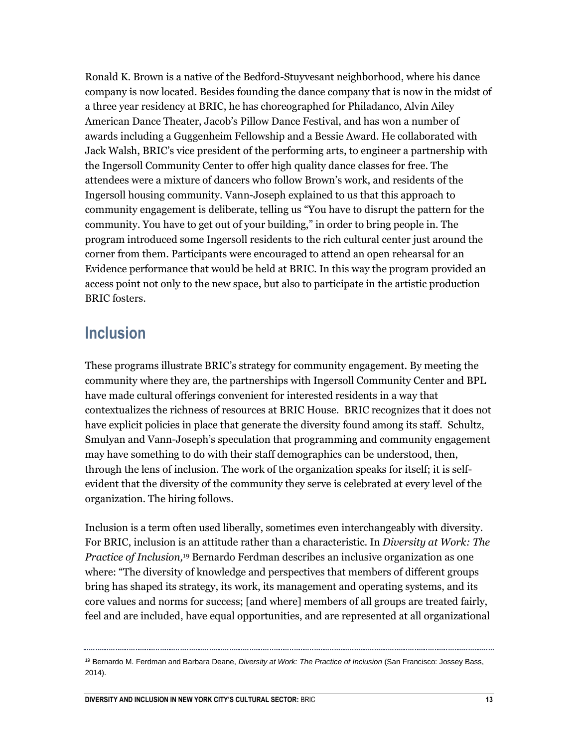Ronald K. Brown is a native of the Bedford-Stuyvesant neighborhood, where his dance company is now located. Besides founding the dance company that is now in the midst of a three year residency at BRIC, he has choreographed for Philadanco, Alvin Ailey American Dance Theater, Jacob's Pillow Dance Festival, and has won a number of awards including a Guggenheim Fellowship and a Bessie Award. He collaborated with Jack Walsh, BRIC's vice president of the performing arts, to engineer a partnership with the Ingersoll Community Center to offer high quality dance classes for free. The attendees were a mixture of dancers who follow Brown's work, and residents of the Ingersoll housing community. Vann-Joseph explained to us that this approach to community engagement is deliberate, telling us "You have to disrupt the pattern for the community. You have to get out of your building," in order to bring people in. The program introduced some Ingersoll residents to the rich cultural center just around the corner from them. Participants were encouraged to attend an open rehearsal for an Evidence performance that would be held at BRIC. In this way the program provided an access point not only to the new space, but also to participate in the artistic production BRIC fosters.

## Inclusion

These programs illustrate BRIC's strategy for community engagement. By meeting the community where they are, the partnerships with Ingersoll Community Center and BPL have made cultural offerings convenient for interested residents in a way that contextualizes the richness of resources at BRIC House. BRIC recognizes that it does not have explicit policies in place that generate the diversity found among its staff. Schultz, Smulyan and Vann-Joseph's speculation that programming and community engagement may have something to do with their staff demographics can be understood, then, through the lens of inclusion. The work of the organization speaks for itself; it is self-evident that the diversity of the community they serve is celebrated at every level of the organization. The hiring follows.

Inclusion is a term often used liberally, sometimes even interchangeably with diversity. For BRIC, inclusion is an attitude rather than a characteristic. In *Diversity at Work: The Practice of Inclusion,*[19] Bernardo Ferdman describes an inclusive organization as one where: "The diversity of knowledge and perspectives that members of different groups bring has shaped its strategy, its work, its management and operating systems, and its core values and norms for success; [and where] members of all groups are treated fairly, feel and are included, have equal opportunities, and are represented at all organizational

---

[19] Bernardo M. Ferdman and Barbara Deane, *Diversity at Work: The Practice of Inclusion* (San Francisco: Jossey Bass, 2014).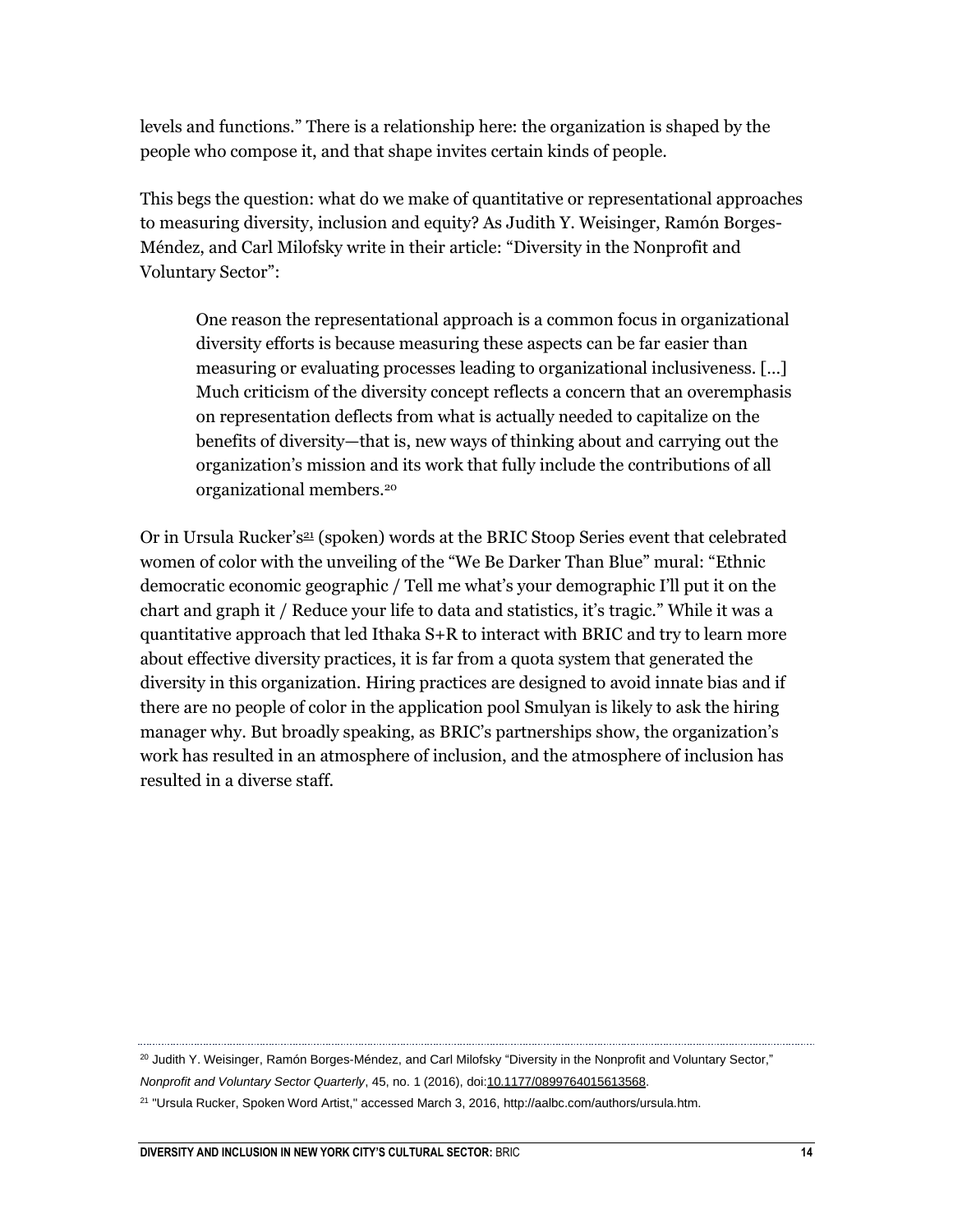levels and functions." There is a relationship here: the organization is shaped by the people who compose it, and that shape invites certain kinds of people.

This begs the question: what do we make of quantitative or representational approaches to measuring diversity, inclusion and equity? As Judith Y. Weisinger, Ramón Borges-Méndez, and Carl Milofsky write in their article: "Diversity in the Nonprofit and Voluntary Sector":

> One reason the representational approach is a common focus in organizational diversity efforts is because measuring these aspects can be far easier than measuring or evaluating processes leading to organizational inclusiveness. [...] Much criticism of the diversity concept reflects a concern that an overemphasis on representation deflects from what is actually needed to capitalize on the benefits of diversity—that is, new ways of thinking about and carrying out the organization's mission and its work that fully include the contributions of all organizational members.[20]

Or in Ursula Rucker's[21] (spoken) words at the BRIC Stoop Series event that celebrated women of color with the unveiling of the "We Be Darker Than Blue" mural: "Ethnic democratic economic geographic / Tell me what's your demographic I'll put it on the chart and graph it / Reduce your life to data and statistics, it's tragic." While it was a quantitative approach that led Ithaka S+R to interact with BRIC and try to learn more about effective diversity practices, it is far from a quota system that generated the diversity in this organization. Hiring practices are designed to avoid innate bias and if there are no people of color in the application pool Smulyan is likely to ask the hiring manager why. But broadly speaking, as BRIC's partnerships show, the organization's work has resulted in an atmosphere of inclusion, and the atmosphere of inclusion has resulted in a diverse staff.

---

[20] Judith Y. Weisinger, Ramón Borges-Méndez, and Carl Milofsky "Diversity in the Nonprofit and Voluntary Sector," *Nonprofit and Voluntary Sector Quarterly*, 45, no. 1 (2016), doi:10.1177/0899764015613568.

[21] "Ursula Rucker, Spoken Word Artist," accessed March 3, 2016, http://aalbc.com/authors/ursula.htm.